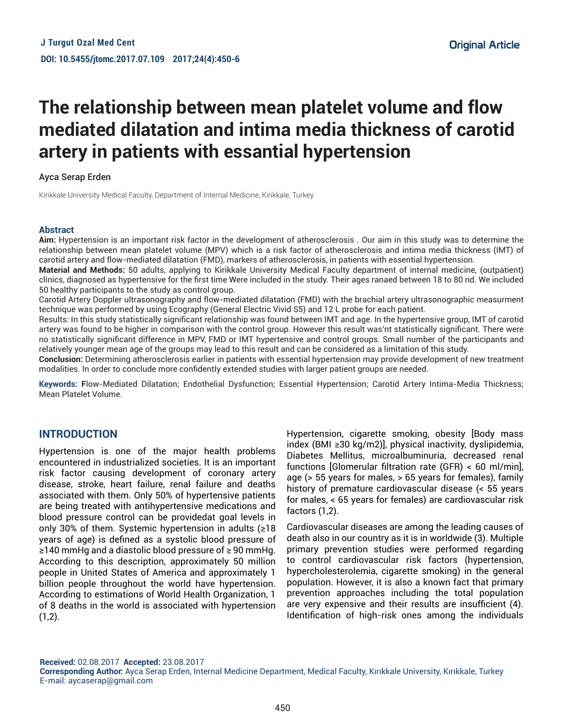Original Article

# The relationship between mean platelet volume and flow mediated dilatation and intima media thickness of carotid artery in patients with essantial hypertension

Ayca Serap Erden

Kirikkale University Medical Faculty, Department of Internal Medicine, Kirikkale, Turkey

## Abstract

**Aim:** Hypertension is an important risk factor in the development of atherosclerosis . Our aim in this study was to determine the relationship between mean platelet volume (MPV) which is a risk factor of atherosclerosis and intima media thickness (IMT) of carotid artery and flow-mediated dilatation (FMD), markers of atherosclerosis, in patients with essential hypertension.

**Material and Methods:** 50 adults, applying to Kirikkale University Medical Faculty department of internal medicine, (outpatient) clinics, diagnosed as hypertensive for the first time Were included in the study. Their ages ranaed between 18 to 80 nd. We included 50 healthy participants to the study as control group.

Carotid Artery Doppler ultrasonography and flow-mediated dilatation (FMD) with the brachial artery ultrasonographic measurment technique was performed by using Ecography (General Electric Vivid S5) and 12 L probe for each patient.

Results: In this study statistically significant relationship was found between IMT and age. In the hypertensive group, IMT of carotid artery was found to be higher in comparison with the control group. However this result was'nt statistically significant. There were no statistically significant difference in MPV, FMD or IMT hypertensive and control groups. Small number of the participants and relatively younger mean age of the groups may lead to this result and can be considered as a limitation of this study.

**Conclusion:** Determining atherosclerosis earlier in patients with essential hypertension may provide development of new treatment modalities. In order to conclude more confidentIy extended studies with larger patient groups are needed.

**Keywords:** Flow-Mediated Dilatation; Endothelial Dysfunction; Essential Hypertension; Carotid Artery Intima-Media Thickness; Mean Platelet Volume.

## INTRODUCTION

Hypertension is one of the major health problems encountered in industrialized societies. It is an important risk factor causing development of coronary artery disease, stroke, heart failure, renal failure and deaths associated with them. Only 50% of hypertensive patients are being treated with antihypertensive medications and blood pressure control can be providedat goal levels in only 30% of them. Systemic hypertension in adults (≥18 years of age) is defined as a systolic blood pressure of ≥140 mmHg and a diastolic blood pressure of ≥ 90 mmHg. According to this description, approximately 50 million people in United States of America and approximately 1 billion people throughout the world have hypertension. According to estimations of World Health Organization, 1 of 8 deaths in the world is associated with hypertension (1,2).

Hypertension, cigarette smoking, obesity [Body mass index (BMI ≥30 kg/m2)], physical inactivity, dyslipidemia, Diabetes Mellitus, microalbuminuria, decreased renal functions [Glomerular filtration rate (GFR) < 60 ml/min], age (> 55 years for males, > 65 years for females), family history of premature cardiovascular disease (< 55 years for males, < 65 years for females) are cardiovascular risk factors (1,2).

Cardiovascular diseases are among the leading causes of death also in our country as it is in worldwide (3). Multiple primary prevention studies were performed regarding to control cardiovascular risk factors (hypertension, hypercholesterolemia, cigarette smoking) in the general population. However, it is also a known fact that primary prevention approaches including the total population are very expensive and their results are insufficient (4). Identification of high-risk ones among the individuals

**Received:** 02.08.2017 **Accepted:** 23.08.2017
**Corresponding Author:** Ayca Serap Erden, Internal Medicine Department, Medical Faculty, Kırıkkale University, Kırıkkale, Turkey
E-mail: aycaserap@gmail.com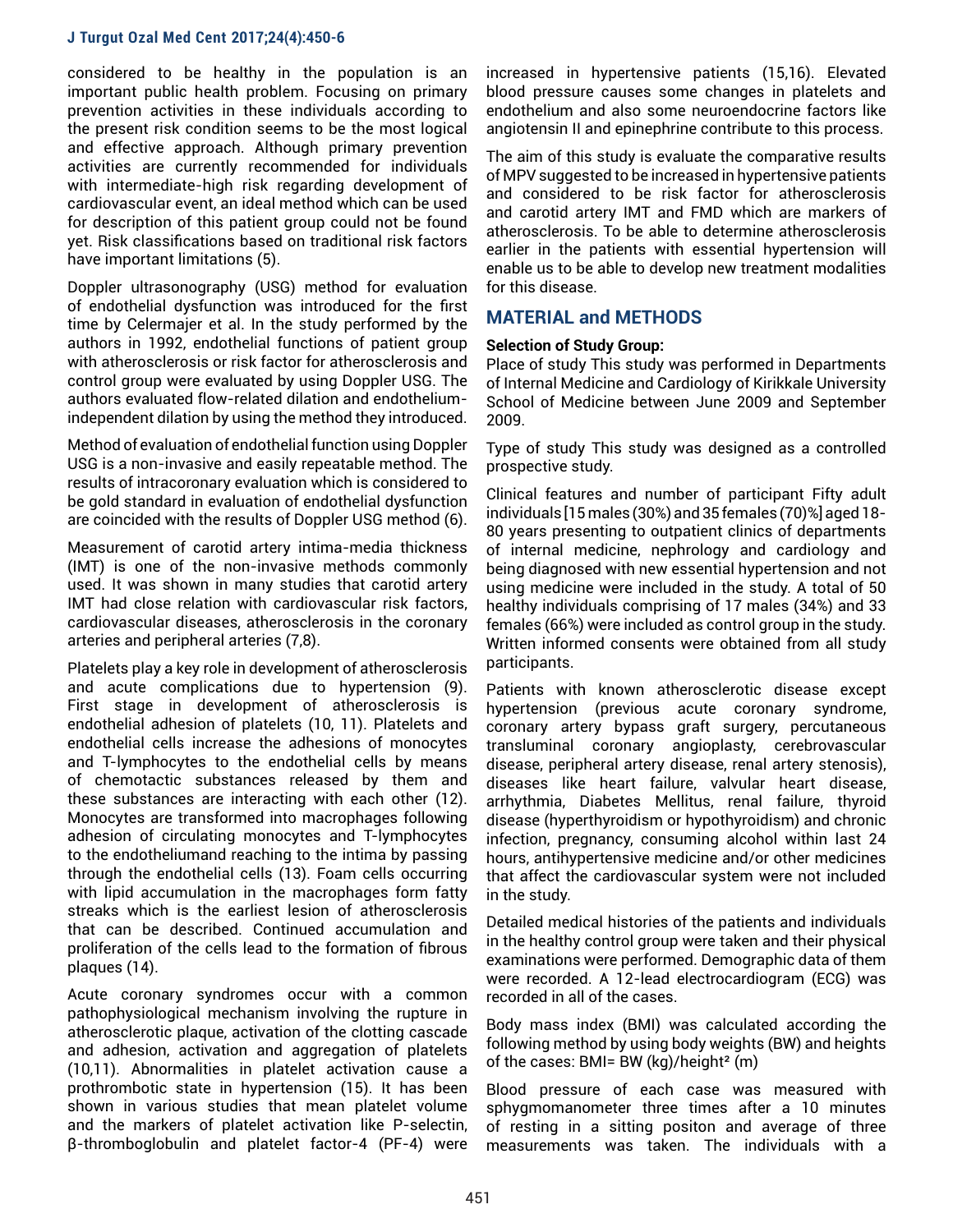considered to be healthy in the population is an important public health problem. Focusing on primary prevention activities in these individuals according to the present risk condition seems to be the most logical and effective approach. Although primary prevention activities are currently recommended for individuals with intermediate-high risk regarding development of cardiovascular event, an ideal method which can be used for description of this patient group could not be found yet. Risk classifications based on traditional risk factors have important limitations (5).

Doppler ultrasonography (USG) method for evaluation of endothelial dysfunction was introduced for the first time by Celermajer et al. In the study performed by the authors in 1992, endothelial functions of patient group with atherosclerosis or risk factor for atherosclerosis and control group were evaluated by using Doppler USG. The authors evaluated flow-related dilation and endothelium-independent dilation by using the method they introduced.

Method of evaluation of endothelial function using Doppler USG is a non-invasive and easily repeatable method. The results of intracoronary evaluation which is considered to be gold standard in evaluation of endothelial dysfunction are coincided with the results of Doppler USG method (6).

Measurement of carotid artery intima-media thickness (IMT) is one of the non-invasive methods commonly used. It was shown in many studies that carotid artery IMT had close relation with cardiovascular risk factors, cardiovascular diseases, atherosclerosis in the coronary arteries and peripheral arteries (7,8).

Platelets play a key role in development of atherosclerosis and acute complications due to hypertension (9). First stage in development of atherosclerosis is endothelial adhesion of platelets (10, 11). Platelets and endothelial cells increase the adhesions of monocytes and T-lymphocytes to the endothelial cells by means of chemotactic substances released by them and these substances are interacting with each other (12). Monocytes are transformed into macrophages following adhesion of circulating monocytes and T-lymphocytes to the endotheliumand reaching to the intima by passing through the endothelial cells (13). Foam cells occurring with lipid accumulation in the macrophages form fatty streaks which is the earliest lesion of atherosclerosis that can be described. Continued accumulation and proliferation of the cells lead to the formation of fibrous plaques (14).

Acute coronary syndromes occur with a common pathophysiological mechanism involving the rupture in atherosclerotic plaque, activation of the clotting cascade and adhesion, activation and aggregation of platelets (10,11). Abnormalities in platelet activation cause a prothrombotic state in hypertension (15). It has been shown in various studies that mean platelet volume and the markers of platelet activation like P-selectin, β-thromboglobulin and platelet factor-4 (PF-4) were increased in hypertensive patients (15,16). Elevated blood pressure causes some changes in platelets and endothelium and also some neuroendocrine factors like angiotensin II and epinephrine contribute to this process.

The aim of this study is evaluate the comparative results of MPV suggested to be increased in hypertensive patients and considered to be risk factor for atherosclerosis and carotid artery IMT and FMD which are markers of atherosclerosis. To be able to determine atherosclerosis earlier in the patients with essential hypertension will enable us to be able to develop new treatment modalities for this disease.

## MATERIAL and METHODS

**Selection of Study Group:**

Place of study This study was performed in Departments of Internal Medicine and Cardiology of Kirikkale University School of Medicine between June 2009 and September 2009.

Type of study This study was designed as a controlled prospective study.

Clinical features and number of participant Fifty adult individuals [15 males (30%) and 35 females (70%)] aged 18-80 years presenting to outpatient clinics of departments of internal medicine, nephrology and cardiology and being diagnosed with new essential hypertension and not using medicine were included in the study. A total of 50 healthy individuals comprising of 17 males (34%) and 33 females (66%) were included as control group in the study. Written informed consents were obtained from all study participants.

Patients with known atherosclerotic disease except hypertension (previous acute coronary syndrome, coronary artery bypass graft surgery, percutaneous transluminal coronary angioplasty, cerebrovascular disease, peripheral artery disease, renal artery stenosis), diseases like heart failure, valvular heart disease, arrhythmia, Diabetes Mellitus, renal failure, thyroid disease (hyperthyroidism or hypothyroidism) and chronic infection, pregnancy, consuming alcohol within last 24 hours, antihypertensive medicine and/or other medicines that affect the cardiovascular system were not included in the study.

Detailed medical histories of the patients and individuals in the healthy control group were taken and their physical examinations were performed. Demographic data of them were recorded. A 12-lead electrocardiogram (ECG) was recorded in all of the cases.

Body mass index (BMI) was calculated according the following method by using body weights (BW) and heights of the cases: BMI= BW (kg)/height$^2$ (m)

Blood pressure of each case was measured with sphygmomanometer three times after a 10 minutes of resting in a sitting positon and average of three measurements was taken. The individuals with a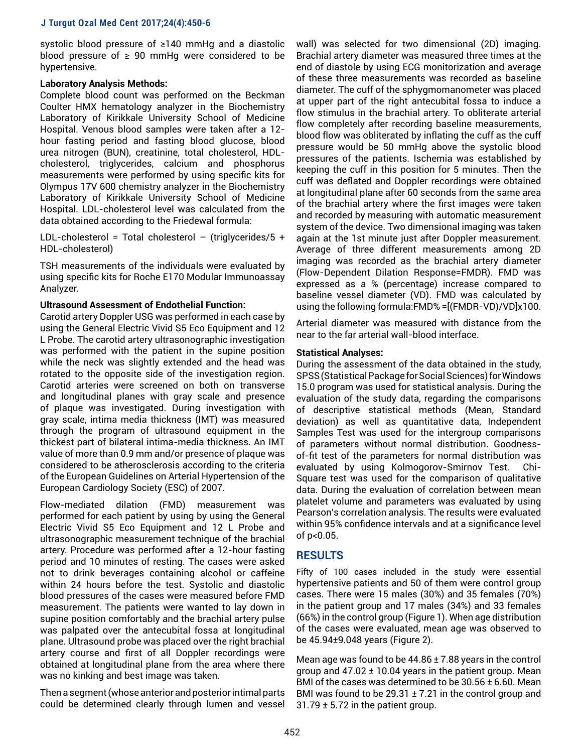systolic blood pressure of ≥140 mmHg and a diastolic blood pressure of ≥ 90 mmHg were considered to be hypertensive.

**Laboratory Analysis Methods:**
Complete blood count was performed on the Beckman Coulter HMX hematology analyzer in the Biochemistry Laboratory of Kirikkale University School of Medicine Hospital. Venous blood samples were taken after a 12-hour fasting period and fasting blood glucose, blood urea nitrogen (BUN), creatinine, total cholesterol, HDL-cholesterol, triglycerides, calcium and phosphorus measurements were performed by using specific kits for Olympus 17V 600 chemistry analyzer in the Biochemistry Laboratory of Kirikkale University School of Medicine Hospital. LDL-cholesterol level was calculated from the data obtained according to the Friedewal formula:

LDL-cholesterol = Total cholesterol – (triglycerides/5 + HDL-cholesterol)

TSH measurements of the individuals were evaluated by using specific kits for Roche E170 Modular Immunoassay Analyzer.

**Ultrasound Assessment of Endothelial Function:**
Carotid artery Doppler USG was performed in each case by using the General Electric Vivid S5 Eco Equipment and 12 L Probe. The carotid artery ultrasonographic investigation was performed with the patient in the supine position while the neck was slightly extended and the head was rotated to the opposite side of the investigation region. Carotid arteries were screened on both on transverse and longitudinal planes with gray scale and presence of plaque was investigated. During investigation with gray scale, intima media thickness (IMT) was measured through the program of ultrasound equipment in the thickest part of bilateral intima-media thickness. An IMT value of more than 0.9 mm and/or presence of plaque was considered to be atherosclerosis according to the criteria of the European Guidelines on Arterial Hypertension of the European Cardiology Society (ESC) of 2007.

Flow-mediated dilation (FMD) measurement was performed for each patient by using by using the General Electric Vivid S5 Eco Equipment and 12 L Probe and ultrasonographic measurement technique of the brachial artery. Procedure was performed after a 12-hour fasting period and 10 minutes of resting. The cases were asked not to drink beverages containing alcohol or caffeine within 24 hours before the test. Systolic and diastolic blood pressures of the cases were measured before FMD measurement. The patients were wanted to lay down in supine position comfortably and the brachial artery pulse was palpated over the antecubital fossa at longitudinal plane. Ultrasound probe was placed over the right brachial artery course and first of all Doppler recordings were obtained at longitudinal plane from the area where there was no kinking and best image was taken.

Then a segment (whose anterior and posterior intimal parts could be determined clearly through lumen and vessel wall) was selected for two dimensional (2D) imaging. Brachial artery diameter was measured three times at the end of diastole by using ECG monitorization and average of these three measurements was recorded as baseline diameter. The cuff of the sphygmomanometer was placed at upper part of the right antecubital fossa to induce a flow stimulus in the brachial artery. To obliterate arterial flow completely after recording baseline measurements, blood flow was obliterated by inflating the cuff as the cuff pressure would be 50 mmHg above the systolic blood pressures of the patients. Ischemia was established by keeping the cuff in this position for 5 minutes. Then the cuff was deflated and Doppler recordings were obtained at longitudinal plane after 60 seconds from the same area of the brachial artery where the first images were taken and recorded by measuring with automatic measurement system of the device. Two dimensional imaging was taken again at the 1st minute just after Doppler measurement. Average of three different measurements among 2D imaging was recorded as the brachial artery diameter (Flow-Dependent Dilation Response=FMDR). FMD was expressed as a % (percentage) increase compared to baseline vessel diameter (VD). FMD was calculated by using the following formula: $FMD\% = [(FMDR-VD)/VD] \times 100$.

Arterial diameter was measured with distance from the near to the far arterial wall-blood interface.

**Statistical Analyses:**
During the assessment of the data obtained in the study, SPSS (Statistical Package for Social Sciences) for Windows 15.0 program was used for statistical analysis. During the evaluation of the study data, regarding the comparisons of descriptive statistical methods (Mean, Standard deviation) as well as quantitative data, Independent Samples Test was used for the intergroup comparisons of parameters without normal distribution. Goodness-of-fit test of the parameters for normal distribution was evaluated by using Kolmogorov-Smirnov Test. Chi-Square test was used for the comparison of qualitative data. During the evaluation of correlation between mean platelet volume and parameters was evaluated by using Pearson's correlation analysis. The results were evaluated within 95% confidence intervals and at a significance level of $p<0.05$.

## RESULTS

Fifty of 100 cases included in the study were essential hypertensive patients and 50 of them were control group cases. There were 15 males (30%) and 35 females (70%) in the patient group and 17 males (34%) and 33 females (66%) in the control group (Figure 1). When age distribution of the cases were evaluated, mean age was observed to be 45.94±9.048 years (Figure 2).

Mean age was found to be 44.86 ± 7.88 years in the control group and 47.02 ± 10.04 years in the patient group. Mean BMI of the cases was determined to be 30.56 ± 6.60. Mean BMI was found to be 29.31 ± 7.21 in the control group and 31.79 ± 5.72 in the patient group.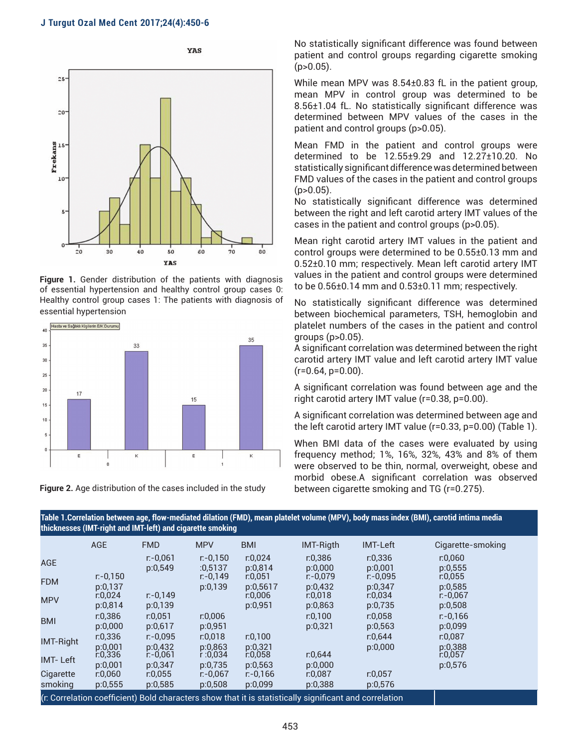**Figure 1.** Gender distribution of the patients with diagnosis of essential hypertension and healthy control group cases 0: Healthy control group cases 1: The patients with diagnosis of essential hypertension

**Figure 2.** Age distribution of the cases included in the study

No statistically significant difference was found between patient and control groups regarding cigarette smoking (p>0.05).

While mean MPV was 8.54±0.83 fL in the patient group, mean MPV in control group was determined to be 8.56±1.04 fL. No statistically significant difference was determined between MPV values of the cases in the patient and control groups (p>0.05).

Mean FMD in the patient and control groups were determined to be 12.55±9.29 and 12.27±10.20. No statistically significant difference was determined between FMD values of the cases in the patient and control groups (p>0.05).

No statistically significant difference was determined between the right and left carotid artery IMT values of the cases in the patient and control groups (p>0.05).

Mean right carotid artery IMT values in the patient and control groups were determined to be 0.55±0.13 mm and 0.52±0.10 mm; respectively. Mean left carotid artery IMT values in the patient and control groups were determined to be 0.56±0.14 mm and 0.53±0.11 mm; respectively.

No statistically significant difference was determined between biochemical parameters, TSH, hemoglobin and platelet numbers of the cases in the patient and control groups (p>0.05).

A significant correlation was determined between the right carotid artery IMT value and left carotid artery IMT value (r=0.64, p=0.00).

A significant correlation was found between age and the right carotid artery IMT value (r=0.38, p=0.00).

A significant correlation was determined between age and the left carotid artery IMT value (r=0.33, p=0.00) (Table 1).

When BMI data of the cases were evaluated by using frequency method; 1%, 16%, 32%, 43% and 8% of them were observed to be thin, normal, overweight, obese and morbid obese.A significant correlation was observed between cigarette smoking and TG (r=0.275).

**Table 1.Correlation between age, flow-mediated dilation (FMD), mean platelet volume (MPV), body mass index (BMI), carotid intima media thicknesses (IMT-right and IMT-left) and cigarette smoking**

| | AGE | FMD | MPV | BMI | IMT-Rigth | IMT-Left | Cigarette-smoking |
|---|---|---|---|---|---|---|---|
| AGE | | r:-0,061 p:0,549 | r:-0,150 :0,5137 | r:0,024 p:0,814 | r:0,386 p:0,000 | r:0,336 p:0,001 | r:0,060 p:0,555 |
| FDM | r:-0,150 p:0,137 | | r:-0,149 p:0,139 | r:0,051 p:0,5617 | r:-0,079 p:0,432 | r:-0,095 p:0,347 | r:0,055 p:0,585 |
| MPV | r:0,024 p:0,814 | r:-0,149 p:0,139 | | r:0,006 p:0,951 | r:0,018 p:0,863 | r:0,034 p:0,735 | r:-0,067 p:0,508 |
| BMI | r:0,386 p:0,000 | r:0,051 p:0,617 | r:0,006 p:0,951 | | r:0,100 p:0,321 | r:0,058 p:0,563 | r:-0,166 p:0,099 |
| IMT-Right | r:0,336 p:0,001 | r:-0,095 p:0,432 | r:0,018 p:0,863 | r:0,100 p:0,321 | | r:0,644 p:0,000 | r:0,087 p:0,388 |
| IMT- Left | r:0,336 p:0,001 | r:-0,061 p:0,347 | r :0,034 p:0,735 | r:0,058 p:0,563 | r:0,644 p:0,000 | | r:0,057 p:0,576 |
| Cigarette smoking | r:0,060 p:0,555 | r:0,055 p:0,585 | r:-0,067 p:0,508 | r:-0,166 p:0,099 | r:0,087 p:0,388 | r:0,057 p:0,576 | |

(r: Correlation coefficient) Bold characters show that it is statistically significant and correlation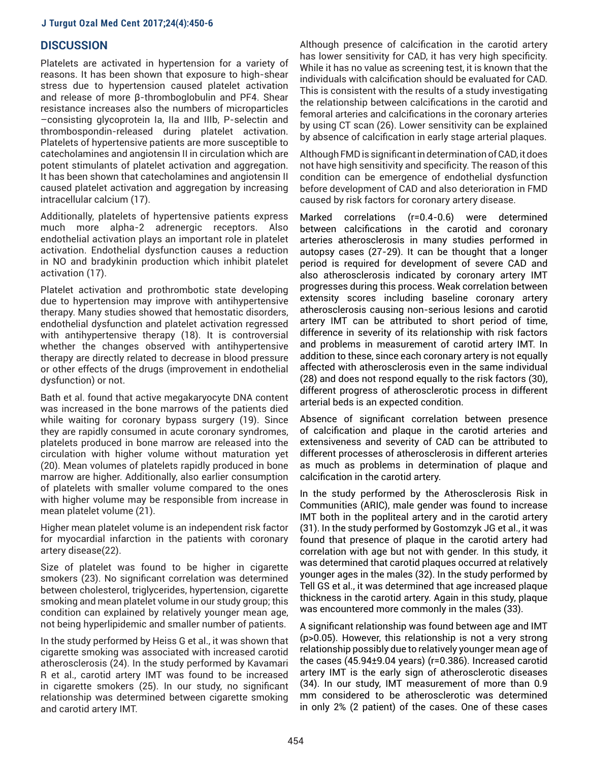## DISCUSSION

Platelets are activated in hypertension for a variety of reasons. It has been shown that exposure to high-shear stress due to hypertension caused platelet activation and release of more β-thromboglobulin and PF4. Shear resistance increases also the numbers of microparticles –consisting glycoprotein Ia, IIa and IIIb, P-selectin and thrombospondin-released during platelet activation. Platelets of hypertensive patients are more susceptible to catecholamines and angiotensin II in circulation which are potent stimulants of platelet activation and aggregation. It has been shown that catecholamines and angiotensin II caused platelet activation and aggregation by increasing intracellular calcium (17).

Additionally, platelets of hypertensive patients express much more alpha-2 adrenergic receptors. Also endothelial activation plays an important role in platelet activation. Endothelial dysfunction causes a reduction in NO and bradykinin production which inhibit platelet activation (17).

Platelet activation and prothrombotic state developing due to hypertension may improve with antihypertensive therapy. Many studies showed that hemostatic disorders, endothelial dysfunction and platelet activation regressed with antihypertensive therapy (18). It is controversial whether the changes observed with antihypertensive therapy are directly related to decrease in blood pressure or other effects of the drugs (improvement in endothelial dysfunction) or not.

Bath et al. found that active megakaryocyte DNA content was increased in the bone marrows of the patients died while waiting for coronary bypass surgery (19). Since they are rapidly consumed in acute coronary syndromes, platelets produced in bone marrow are released into the circulation with higher volume without maturation yet (20). Mean volumes of platelets rapidly produced in bone marrow are higher. Additionally, also earlier consumption of platelets with smaller volume compared to the ones with higher volume may be responsible from increase in mean platelet volume (21).

Higher mean platelet volume is an independent risk factor for myocardial infarction in the patients with coronary artery disease(22).

Size of platelet was found to be higher in cigarette smokers (23). No significant correlation was determined between cholesterol, triglycerides, hypertension, cigarette smoking and mean platelet volume in our study group; this condition can explained by relatively younger mean age, not being hyperlipidemic and smaller number of patients.

In the study performed by Heiss G et al., it was shown that cigarette smoking was associated with increased carotid atherosclerosis (24). In the study performed by Kavamari R et al., carotid artery IMT was found to be increased in cigarette smokers (25). In our study, no significant relationship was determined between cigarette smoking and carotid artery IMT.

Although presence of calcification in the carotid artery has lower sensitivity for CAD, it has very high specificity. While it has no value as screening test, it is known that the individuals with calcification should be evaluated for CAD. This is consistent with the results of a study investigating the relationship between calcifications in the carotid and femoral arteries and calcifications in the coronary arteries by using CT scan (26). Lower sensitivity can be explained by absence of calcification in early stage arterial plaques.

Although FMD is significant in determination of CAD, it does not have high sensitivity and specificity. The reason of this condition can be emergence of endothelial dysfunction before development of CAD and also deterioration in FMD caused by risk factors for coronary artery disease.

Marked correlations (r=0.4-0.6) were determined between calcifications in the carotid and coronary arteries atherosclerosis in many studies performed in autopsy cases (27-29). It can be thought that a longer period is required for development of severe CAD and also atherosclerosis indicated by coronary artery IMT progresses during this process. Weak correlation between extensity scores including baseline coronary artery atherosclerosis causing non-serious lesions and carotid artery IMT can be attributed to short period of time, difference in severity of its relationship with risk factors and problems in measurement of carotid artery IMT. In addition to these, since each coronary artery is not equally affected with atherosclerosis even in the same individual (28) and does not respond equally to the risk factors (30), different progress of atherosclerotic process in different arterial beds is an expected condition.

Absence of significant correlation between presence of calcification and plaque in the carotid arteries and extensiveness and severity of CAD can be attributed to different processes of atherosclerosis in different arteries as much as problems in determination of plaque and calcification in the carotid artery.

In the study performed by the Atherosclerosis Risk in Communities (ARIC), male gender was found to increase IMT both in the popliteal artery and in the carotid artery (31). In the study performed by Gostomzyk JG et al., it was found that presence of plaque in the carotid artery had correlation with age but not with gender. In this study, it was determined that carotid plaques occurred at relatively younger ages in the males (32). In the study performed by Tell GS et al., it was determined that age increased plaque thickness in the carotid artery. Again in this study, plaque was encountered more commonly in the males (33).

A significant relationship was found between age and IMT ($p>0.05$). However, this relationship is not a very strong relationship possibly due to relatively younger mean age of the cases (45.94±9.04 years) ($r=0.386$). Increased carotid artery IMT is the early sign of atherosclerotic diseases (34). In our study, IMT measurement of more than 0.9 mm considered to be atherosclerotic was determined in only 2% (2 patient) of the cases. One of these cases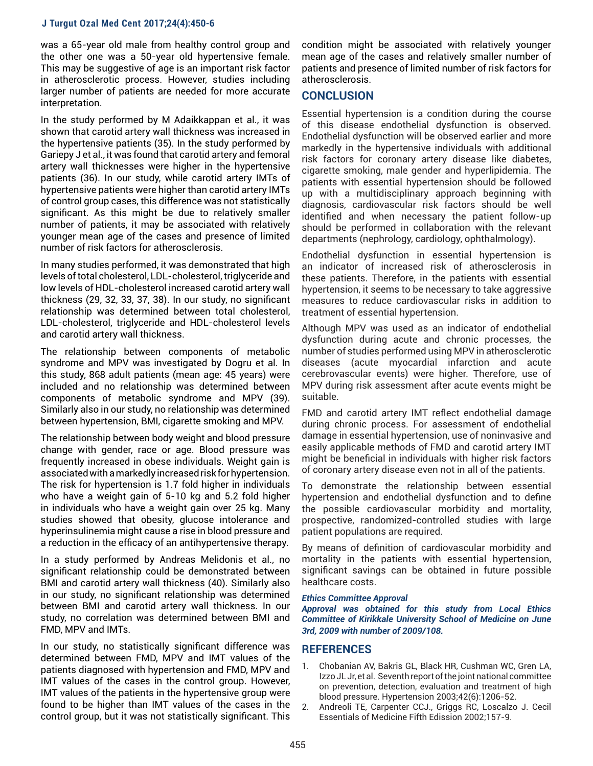was a 65-year old male from healthy control group and the other one was a 50-year old hypertensive female. This may be suggestive of age is an important risk factor in atherosclerotic process. However, studies including larger number of patients are needed for more accurate interpretation.

In the study performed by M Adaikkappan et al., it was shown that carotid artery wall thickness was increased in the hypertensive patients (35). In the study performed by Gariepy J et al., it was found that carotid artery and femoral artery wall thicknesses were higher in the hypertensive patients (36). In our study, while carotid artery IMTs of hypertensive patients were higher than carotid artery IMTs of control group cases, this difference was not statistically significant. As this might be due to relatively smaller number of patients, it may be associated with relatively younger mean age of the cases and presence of limited number of risk factors for atherosclerosis.

In many studies performed, it was demonstrated that high levels of total cholesterol, LDL-cholesterol, triglyceride and low levels of HDL-cholesterol increased carotid artery wall thickness (29, 32, 33, 37, 38). In our study, no significant relationship was determined between total cholesterol, LDL-cholesterol, triglyceride and HDL-cholesterol levels and carotid artery wall thickness.

The relationship between components of metabolic syndrome and MPV was investigated by Dogru et al. In this study, 868 adult patients (mean age: 45 years) were included and no relationship was determined between components of metabolic syndrome and MPV (39). Similarly also in our study, no relationship was determined between hypertension, BMI, cigarette smoking and MPV.

The relationship between body weight and blood pressure change with gender, race or age. Blood pressure was frequently increased in obese individuals. Weight gain is associated with a markedly increased risk for hypertension. The risk for hypertension is 1.7 fold higher in individuals who have a weight gain of 5-10 kg and 5.2 fold higher in individuals who have a weight gain over 25 kg. Many studies showed that obesity, glucose intolerance and hyperinsulinemia might cause a rise in blood pressure and a reduction in the efficacy of an antihypertensive therapy.

In a study performed by Andreas Melidonis et al., no significant relationship could be demonstrated between BMI and carotid artery wall thickness (40). Similarly also in our study, no significant relationship was determined between BMI and carotid artery wall thickness. In our study, no correlation was determined between BMI and FMD, MPV and IMTs.

In our study, no statistically significant difference was determined between FMD, MPV and IMT values of the patients diagnosed with hypertension and FMD, MPV and IMT values of the cases in the control group. However, IMT values of the patients in the hypertensive group were found to be higher than IMT values of the cases in the control group, but it was not statistically significant. This condition might be associated with relatively younger mean age of the cases and relatively smaller number of patients and presence of limited number of risk factors for atherosclerosis.

## CONCLUSION

Essential hypertension is a condition during the course of this disease endothelial dysfunction is observed. Endothelial dysfunction will be observed earlier and more markedly in the hypertensive individuals with additional risk factors for coronary artery disease like diabetes, cigarette smoking, male gender and hyperlipidemia. The patients with essential hypertension should be followed up with a multidisciplinary approach beginning with diagnosis, cardiovascular risk factors should be well identified and when necessary the patient follow-up should be performed in collaboration with the relevant departments (nephrology, cardiology, ophthalmology).

Endothelial dysfunction in essential hypertension is an indicator of increased risk of atherosclerosis in these patients. Therefore, in the patients with essential hypertension, it seems to be necessary to take aggressive measures to reduce cardiovascular risks in addition to treatment of essential hypertension.

Although MPV was used as an indicator of endothelial dysfunction during acute and chronic processes, the number of studies performed using MPV in atherosclerotic diseases (acute myocardial infarction and acute cerebrovascular events) were higher. Therefore, use of MPV during risk assessment after acute events might be suitable.

FMD and carotid artery IMT reflect endothelial damage during chronic process. For assessment of endothelial damage in essential hypertension, use of noninvasive and easily applicable methods of FMD and carotid artery IMT might be beneficial in individuals with higher risk factors of coronary artery disease even not in all of the patients.

To demonstrate the relationship between essential hypertension and endothelial dysfunction and to define the possible cardiovascular morbidity and mortality, prospective, randomized-controlled studies with large patient populations are required.

By means of definition of cardiovascular morbidity and mortality in the patients with essential hypertension, significant savings can be obtained in future possible healthcare costs.

***Ethics Committee Approval***

***Approval was obtained for this study from Local Ethics Committee of Kirikkale University School of Medicine on June 3rd, 2009 with number of 2009/108.***

## REFERENCES

1. Chobanian AV, Bakris GL, Black HR, Cushman WC, Gren LA, Izzo JL Jr, et al. Seventh report of the joint national committee on prevention, detection, evaluation and treatment of high blood pressure. Hypertension 2003;42(6):1206-52.
2. Andreoli TE, Carpenter CCJ., Griggs RC, Loscalzo J. Cecil Essentials of Medicine Fifth Edission 2002;157-9.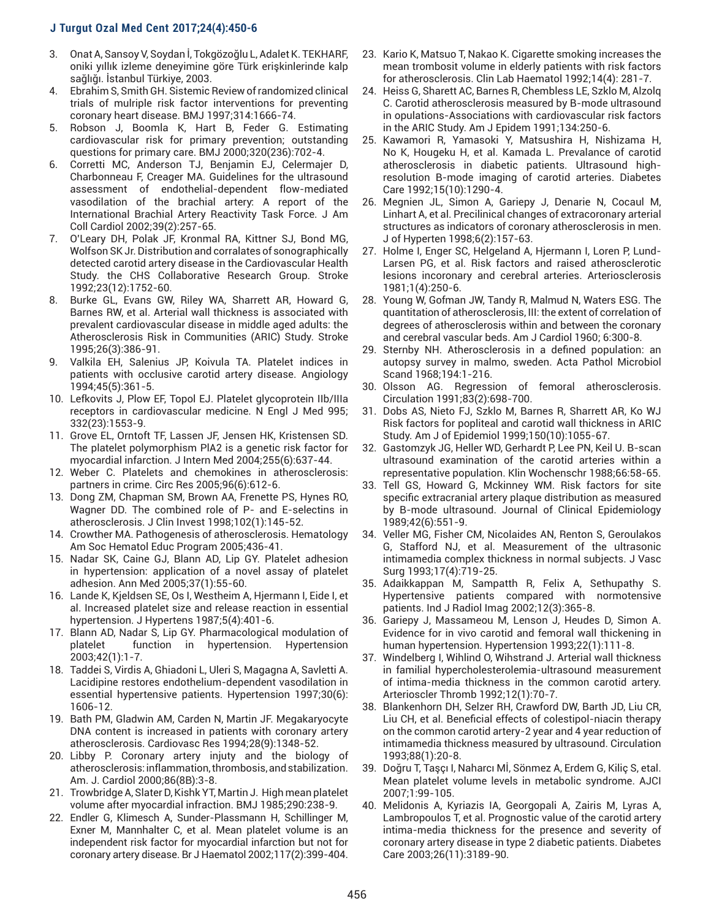3. Onat A, Sansoy V, Soydan İ, Tokgözoğlu L, Adalet K. TEKHARF, oniki yıllık izleme deneyimine göre Türk erişkinlerinde kalp sağlığı. İstanbul Türkiye, 2003.
4. Ebrahim S, Smith GH. Sistemic Review of randomized clinical trials of mulriple risk factor interventions for preventing coronary heart disease. BMJ 1997;314:1666-74.
5. Robson J, Boomla K, Hart B, Feder G. Estimating cardiovascular risk for primary prevention; outstanding questions for primary care. BMJ 2000;320(236):702-4.
6. Corretti MC, Anderson TJ, Benjamin EJ, Celermajer D, Charbonneau F, Creager MA. Guidelines for the ultrasound assessment of endothelial-dependent flow-mediated vasodilation of the brachial artery: A report of the International Brachial Artery Reactivity Task Force. J Am Coll Cardiol 2002;39(2):257-65.
7. O'Leary DH, Polak JF, Kronmal RA, Kittner SJ, Bond MG, Wolfson SK Jr. Distribution and corralates of sonographically detected carotid artery disease in the Cardiovascular Health Study. the CHS Collaborative Research Group. Stroke 1992;23(12):1752-60.
8. Burke GL, Evans GW, Riley WA, Sharrett AR, Howard G, Barnes RW, et al. Arterial wall thickness is associated with prevalent cardiovascular disease in middle aged adults: the Atherosclerosis Risk in Communities (ARIC) Study. Stroke 1995;26(3):386-91.
9. Valkila EH, Salenius JP, Koivula TA. Platelet indices in patients with occlusive carotid artery disease. Angiology 1994;45(5):361-5.
10. Lefkovits J, Plow EF, Topol EJ. Platelet glycoprotein IIb/IIIa receptors in cardiovascular medicine. N Engl J Med 995; 332(23):1553-9.
11. Grove EL, Orntoft TF, Lassen JF, Jensen HK, Kristensen SD. The platelet polymorphism PlA2 is a genetic risk factor for myocardial infarction. J Intern Med 2004;255(6):637-44.
12. Weber C. Platelets and chemokines in atherosclerosis: partners in crime. Circ Res 2005;96(6):612-6.
13. Dong ZM, Chapman SM, Brown AA, Frenette PS, Hynes RO, Wagner DD. The combined role of P- and E-selectins in atherosclerosis. J Clin Invest 1998;102(1):145-52.
14. Crowther MA. Pathogenesis of atherosclerosis. Hematology Am Soc Hematol Educ Program 2005;436-41.
15. Nadar SK, Caine GJ, Blann AD, Lip GY. Platelet adhesion in hypertension: application of a novel assay of platelet adhesion. Ann Med 2005;37(1):55-60.
16. Lande K, Kjeldsen SE, Os I, Westheim A, Hjermann I, Eide I, et al. Increased platelet size and release reaction in essential hypertension. J Hypertens 1987;5(4):401-6.
17. Blann AD, Nadar S, Lip GY. Pharmacological modulation of platelet function in hypertension. Hypertension 2003;42(1):1-7.
18. Taddei S, Virdis A, Ghiadoni L, Uleri S, Magagna A, Savletti A. Lacidipine restores endothelium-dependent vasodilation in essential hypertensive patients. Hypertension 1997;30(6): 1606-12.
19. Bath PM, Gladwin AM, Carden N, Martin JF. Megakaryocyte DNA content is increased in patients with coronary artery atherosclerosis. Cardiovasc Res 1994;28(9):1348-52.
20. Libby P. Coronary artery injuty and the biology of atherosclerosis: inflammation, thrombosis, and stabilization. Am. J. Cardiol 2000;86(8B):3-8.
21. Trowbridge A, Slater D, Kishk YT, Martin J. High mean platelet volume after myocardial infraction. BMJ 1985;290:238-9.
22. Endler G, Klimesch A, Sunder-Plassmann H, Schillinger M, Exner M, Mannhalter C, et al. Mean platelet volume is an independent risk factor for myocardial infarction but not for coronary artery disease. Br J Haematol 2002;117(2):399-404.
23. Kario K, Matsuo T, Nakao K. Cigarette smoking increases the mean trombosit volume in elderly patients with risk factors for atherosclerosis. Clin Lab Haematol 1992;14(4): 281-7.
24. Heiss G, Sharett AC, Barnes R, Chembless LE, Szklo M, Alzolq C. Carotid atherosclerosis measured by B-mode ultrasound in opulations-Associations with cardiovascular risk factors in the ARIC Study. Am J Epidem 1991;134:250-6.
25. Kawamori R, Yamasoki Y, Matsushira H, Nishizama H, No K, Hougeku H, et al. Kamada L. Prevalance of carotid atherosclerosis in diabetic patients. Ultrasound high-resolution B-mode imaging of carotid arteries. Diabetes Care 1992;15(10):1290-4.
26. Megnien JL, Simon A, Gariepy J, Denarie N, Cocaul M, Linhart A, et al. Precilinical changes of extracoronary arterial structures as indicators of coronary atherosclerosis in men. J of Hyperten 1998;6(2):157-63.
27. Holme I, Enger SC, Helgeland A, Hjermann I, Loren P, Lund-Larsen PG, et al. Risk factors and raised atherosclerotic lesions incoronary and cerebral arteries. Arteriosclerosis 1981;1(4):250-6.
28. Young W, Gofman JW, Tandy R, Malmud N, Waters ESG. The quantitation of atherosclerosis, III: the extent of correlation of degrees of atherosclerosis within and between the coronary and cerebral vascular beds. Am J Cardiol 1960; 6:300-8.
29. Sternby NH. Atherosclerosis in a defined population: an autopsy survey in malmo, sweden. Acta Pathol Microbiol Scand 1968;194:1-216.
30. Olsson AG. Regression of femoral atherosclerosis. Circulation 1991;83(2):698-700.
31. Dobs AS, Nieto FJ, Szklo M, Barnes R, Sharrett AR, Ko WJ Risk factors for popliteal and carotid wall thickness in ARIC Study. Am J of Epidemiol 1999;150(10):1055-67.
32. Gastomzyk JG, Heller WD, Gerhardt P, Lee PN, Keil U. B-scan ultrasound examination of the carotid arteries within a representative population. Klin Wochenschr 1988;66:58-65.
33. Tell GS, Howard G, Mckinney WM. Risk factors for site specific extracranial artery plaque distribution as measured by B-mode ultrasound. Journal of Clinical Epidemiology 1989;42(6):551-9.
34. Veller MG, Fisher CM, Nicolaides AN, Renton S, Geroulakos G, Stafford NJ, et al. Measurement of the ultrasonic intimamedia complex thickness in normal subjects. J Vasc Surg 1993;17(4):719-25.
35. Adaikkappan M, Sampatth R, Felix A, Sethupathy S. Hypertensive patients compared with normotensive patients. Ind J Radiol Imag 2002;12(3):365-8.
36. Gariepy J, Massameou M, Lenson J, Heudes D, Simon A. Evidence for in vivo carotid and femoral wall thickening in human hypertension. Hypertension 1993;22(1):111-8.
37. Windelberg I, Wihlind O, Wihstrand J. Arterial wall thickness in familial hypercholesterolemia-ultrasound measurement of intima-media thickness in the common carotid artery. Arterioscler Thromb 1992;12(1):70-7.
38. Blankenhorn DH, Selzer RH, Crawford DW, Barth JD, Liu CR, Liu CH, et al. Beneficial effects of colestipol-niacin therapy on the common carotid artery-2 year and 4 year reduction of intimamedia thickness measured by ultrasound. Circulation 1993;88(1):20-8.
39. Doğru T, Taşçı I, Naharcı Mİ, Sönmez A, Erdem G, Kiliç S, etal. Mean platelet volume levels in metabolic syndrome. AJCI 2007;1:99-105.
40. Melidonis A, Kyriazis IA, Georgopali A, Zairis M, Lyras A, Lambropoulos T, et al. Prognostic value of the carotid artery intima-media thickness for the presence and severity of coronary artery disease in type 2 diabetic patients. Diabetes Care 2003;26(11):3189-90.